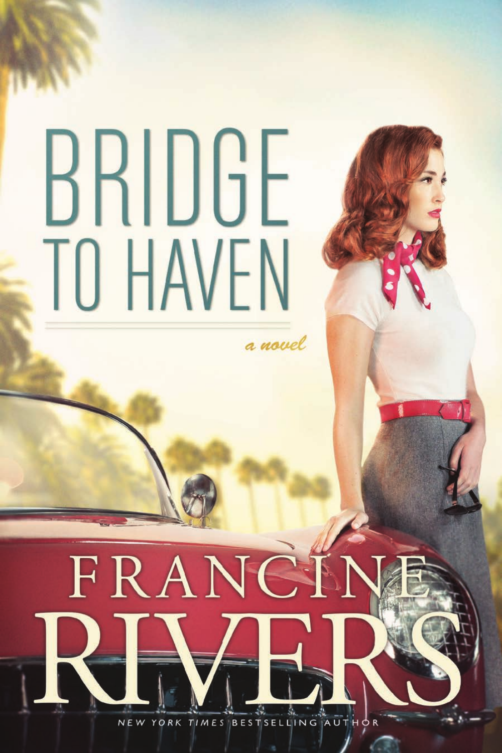# BRIDGE TO HAVEN

*a novel*

FRANCINE RIVERS

NEW YORK TIMES BESTSELLING AUTHOR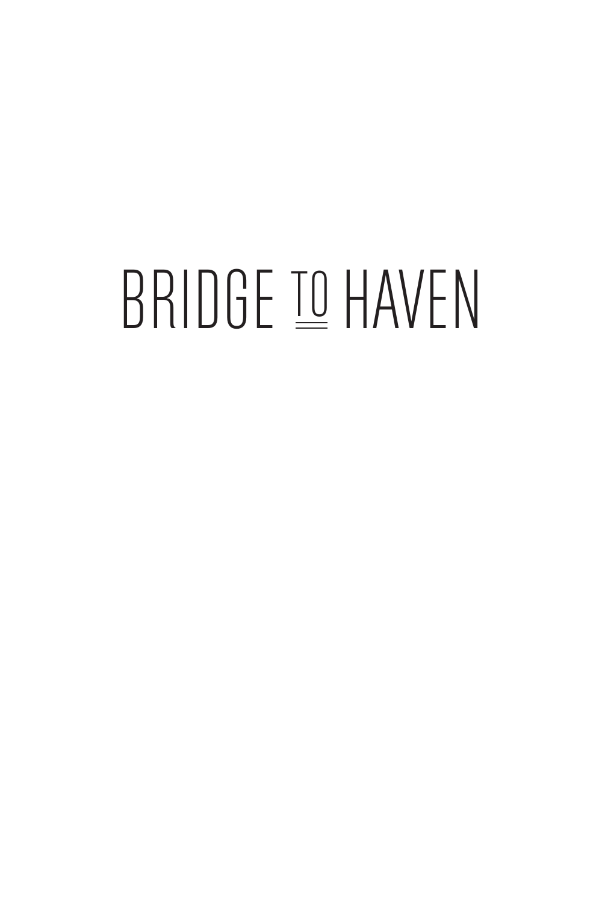# BRIDGE TO HAVEN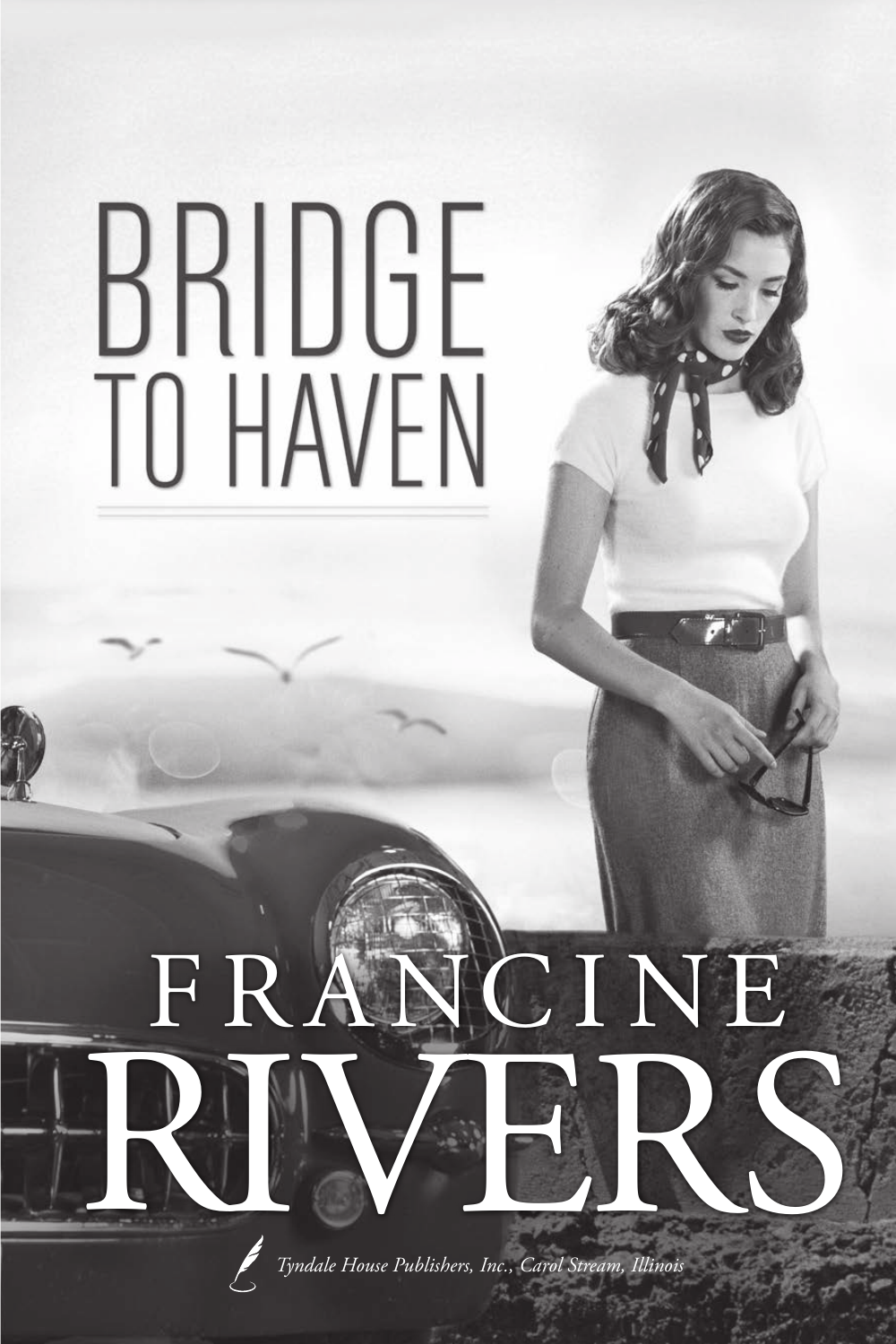# BRIDGE TO HAVEN

# FRANCINE RIVERS

*Tyndale House Publishers, Inc., Carol Stream, Illinois*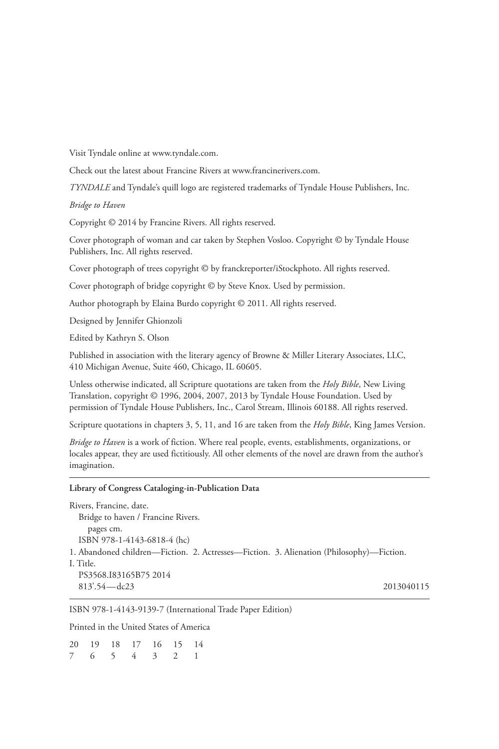Visit Tyndale online at www.tyndale.com.

Check out the latest about Francine Rivers at www.francinerivers.com.

*TYNDALE* and Tyndale's quill logo are registered trademarks of Tyndale House Publishers, Inc.

*Bridge to Haven*

Copyright © 2014 by Francine Rivers. All rights reserved.

Cover photograph of woman and car taken by Stephen Vosloo. Copyright © by Tyndale House Publishers, Inc. All rights reserved.

Cover photograph of trees copyright © by franckreporter/iStockphoto. All rights reserved.

Cover photograph of bridge copyright © by Steve Knox. Used by permission.

Author photograph by Elaina Burdo copyright © 2011. All rights reserved.

Designed by Jennifer Ghionzoli

Edited by Kathryn S. Olson

Published in association with the literary agency of Browne & Miller Literary Associates, LLC, 410 Michigan Avenue, Suite 460, Chicago, IL 60605.

Unless otherwise indicated, all Scripture quotations are taken from the *Holy Bible*, New Living Translation, copyright © 1996, 2004, 2007, 2013 by Tyndale House Foundation. Used by permission of Tyndale House Publishers, Inc., Carol Stream, Illinois 60188. All rights reserved.

Scripture quotations in chapters 3, 5, 11, and 16 are taken from the *Holy Bible*, King James Version.

*Bridge to Haven* is a work of fiction. Where real people, events, establishments, organizations, or locales appear, they are used fictitiously. All other elements of the novel are drawn from the author's imagination.

---

**Library of Congress Cataloging-in-Publication Data**

Rivers, Francine, date.
Bridge to haven / Francine Rivers.
pages cm.
ISBN 978-1-4143-6818-4 (hc)
1. Abandoned children—Fiction. 2. Actresses—Fiction. 3. Alienation (Philosophy)—Fiction.
I. Title.
PS3568.I83165B75 2014
813'.54—dc23 2013040115

---

ISBN 978-1-4143-9139-7 (International Trade Paper Edition)

Printed in the United States of America

20 19 18 17 16 15 14
7 6 5 4 3 2 1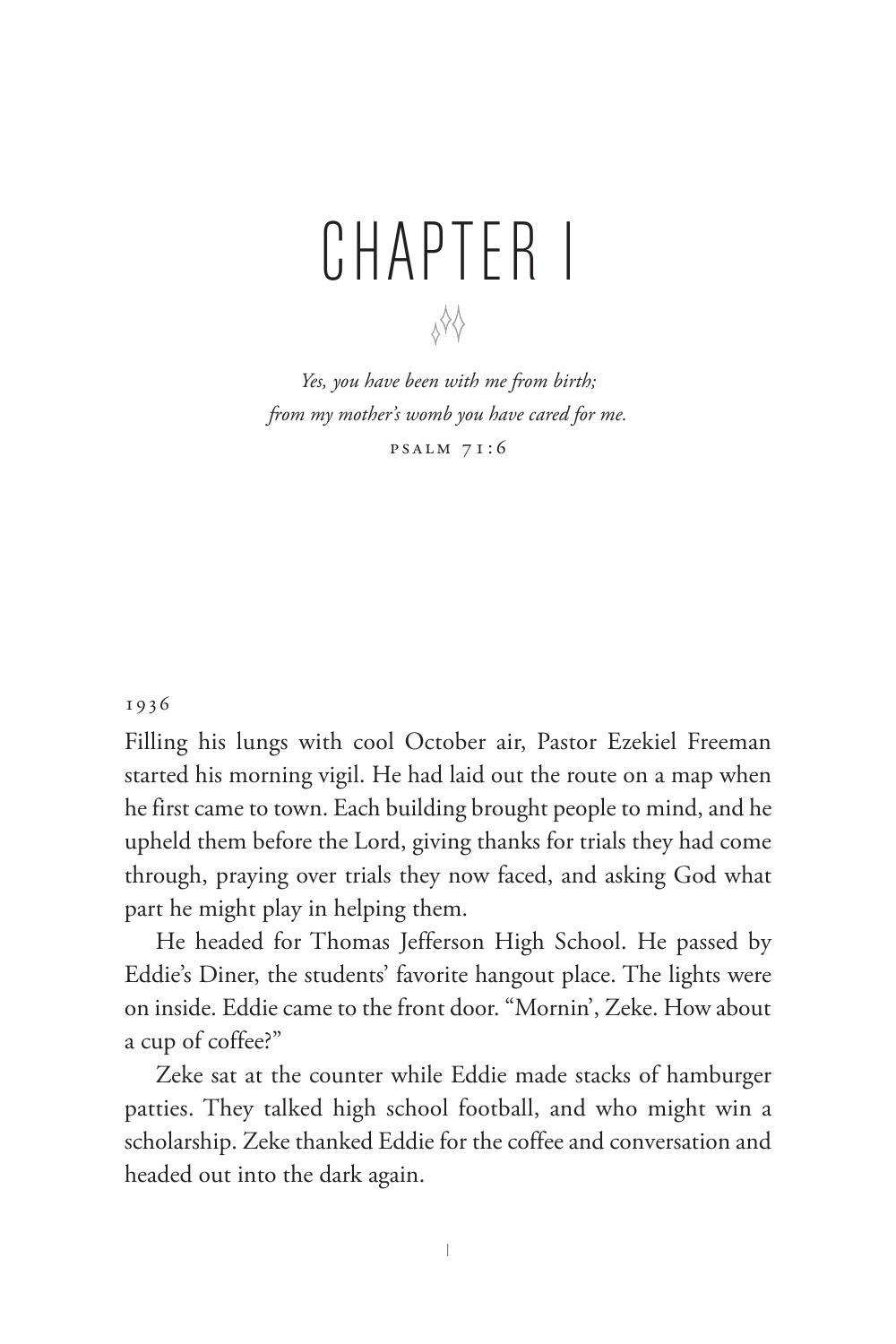# CHAPTER 1

*Yes, you have been with me from birth;*
*from my mother's womb you have cared for me.*
PSALM 71:6

1936

Filling his lungs with cool October air, Pastor Ezekiel Freeman started his morning vigil. He had laid out the route on a map when he first came to town. Each building brought people to mind, and he upheld them before the Lord, giving thanks for trials they had come through, praying over trials they now faced, and asking God what part he might play in helping them.

He headed for Thomas Jefferson High School. He passed by Eddie's Diner, the students' favorite hangout place. The lights were on inside. Eddie came to the front door. "Mornin', Zeke. How about a cup of coffee?"

Zeke sat at the counter while Eddie made stacks of hamburger patties. They talked high school football, and who might win a scholarship. Zeke thanked Eddie for the coffee and conversation and headed out into the dark again.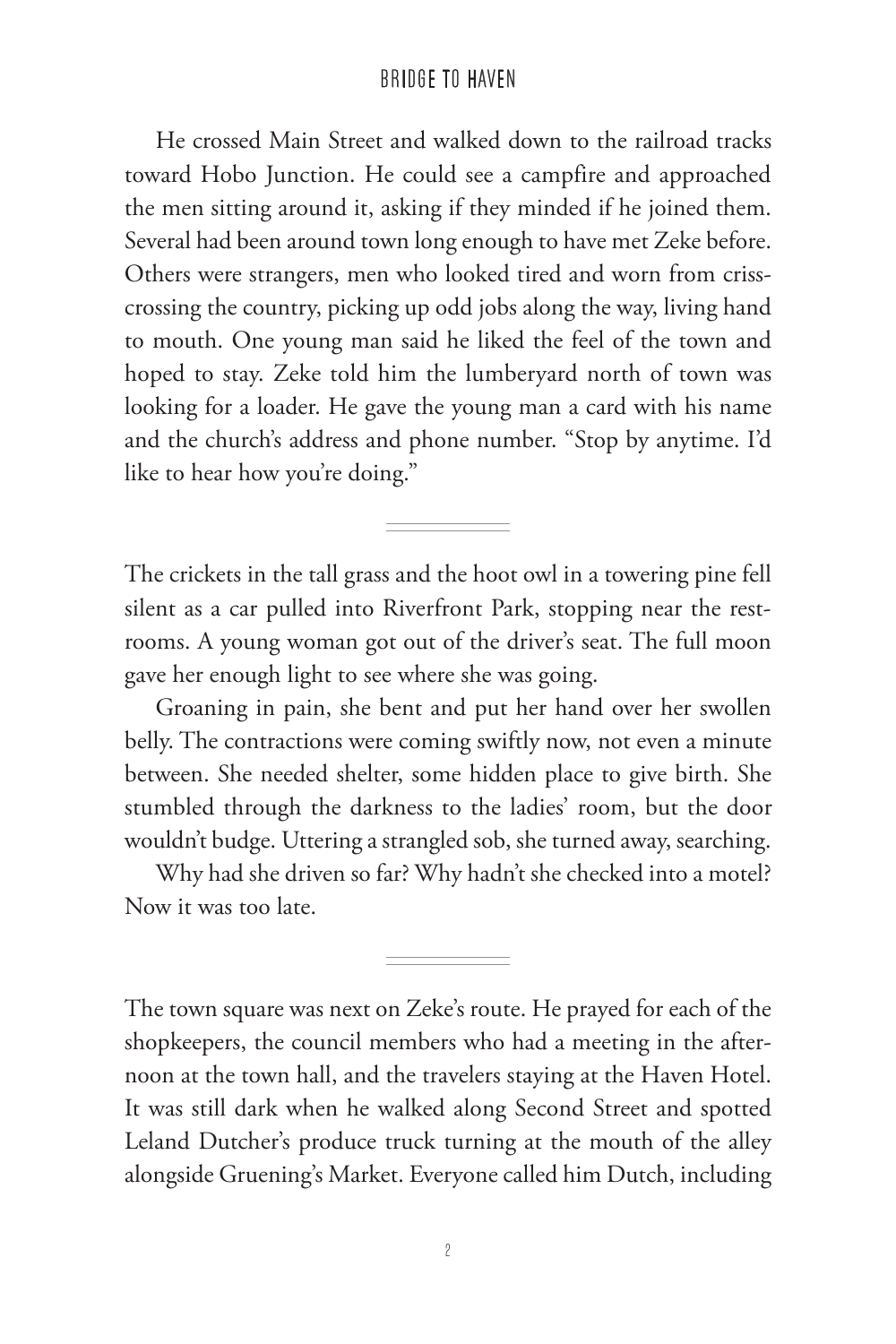He crossed Main Street and walked down to the railroad tracks toward Hobo Junction. He could see a campfire and approached the men sitting around it, asking if they minded if he joined them. Several had been around town long enough to have met Zeke before. Others were strangers, men who looked tired and worn from crisscrossing the country, picking up odd jobs along the way, living hand to mouth. One young man said he liked the feel of the town and hoped to stay. Zeke told him the lumberyard north of town was looking for a loader. He gave the young man a card with his name and the church's address and phone number. "Stop by anytime. I'd like to hear how you're doing."

---

The crickets in the tall grass and the hoot owl in a towering pine fell silent as a car pulled into Riverfront Park, stopping near the restrooms. A young woman got out of the driver's seat. The full moon gave her enough light to see where she was going.

Groaning in pain, she bent and put her hand over her swollen belly. The contractions were coming swiftly now, not even a minute between. She needed shelter, some hidden place to give birth. She stumbled through the darkness to the ladies' room, but the door wouldn't budge. Uttering a strangled sob, she turned away, searching.

Why had she driven so far? Why hadn't she checked into a motel? Now it was too late.

---

The town square was next on Zeke's route. He prayed for each of the shopkeepers, the council members who had a meeting in the afternoon at the town hall, and the travelers staying at the Haven Hotel. It was still dark when he walked along Second Street and spotted Leland Dutcher's produce truck turning at the mouth of the alley alongside Gruening's Market. Everyone called him Dutch, including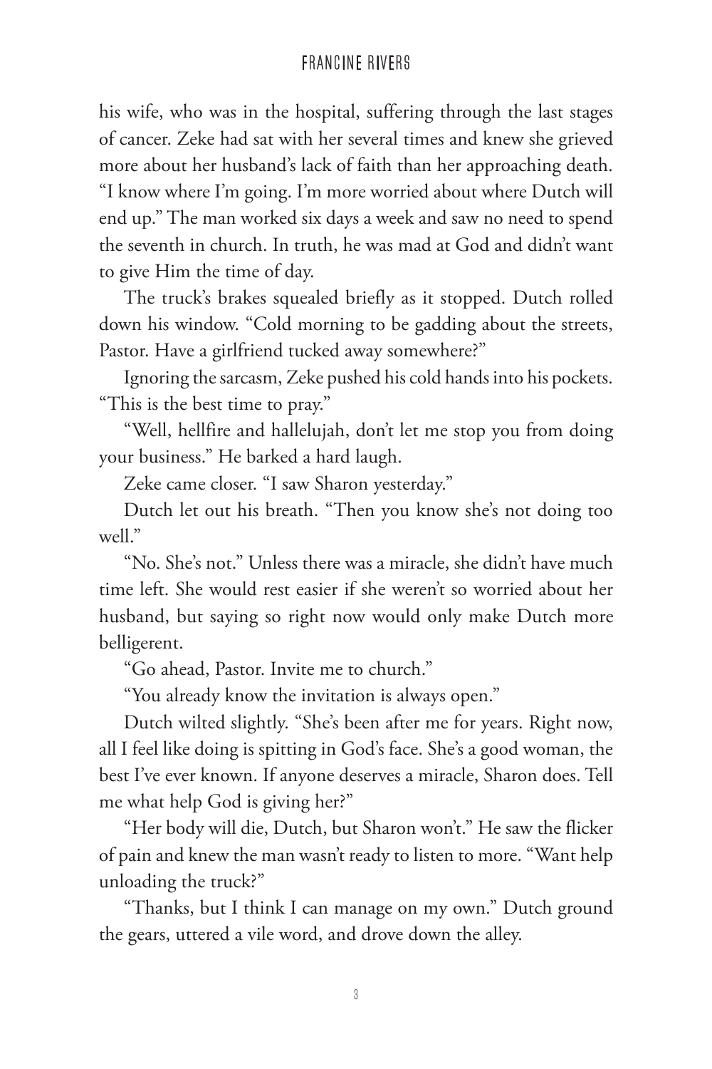his wife, who was in the hospital, suffering through the last stages of cancer. Zeke had sat with her several times and knew she grieved more about her husband's lack of faith than her approaching death. "I know where I'm going. I'm more worried about where Dutch will end up." The man worked six days a week and saw no need to spend the seventh in church. In truth, he was mad at God and didn't want to give Him the time of day.

The truck's brakes squealed briefly as it stopped. Dutch rolled down his window. "Cold morning to be gadding about the streets, Pastor. Have a girlfriend tucked away somewhere?"

Ignoring the sarcasm, Zeke pushed his cold hands into his pockets. "This is the best time to pray."

"Well, hellfire and hallelujah, don't let me stop you from doing your business." He barked a hard laugh.

Zeke came closer. "I saw Sharon yesterday."

Dutch let out his breath. "Then you know she's not doing too well."

"No. She's not." Unless there was a miracle, she didn't have much time left. She would rest easier if she weren't so worried about her husband, but saying so right now would only make Dutch more belligerent.

"Go ahead, Pastor. Invite me to church."

"You already know the invitation is always open."

Dutch wilted slightly. "She's been after me for years. Right now, all I feel like doing is spitting in God's face. She's a good woman, the best I've ever known. If anyone deserves a miracle, Sharon does. Tell me what help God is giving her?"

"Her body will die, Dutch, but Sharon won't." He saw the flicker of pain and knew the man wasn't ready to listen to more. "Want help unloading the truck?"

"Thanks, but I think I can manage on my own." Dutch ground the gears, uttered a vile word, and drove down the alley.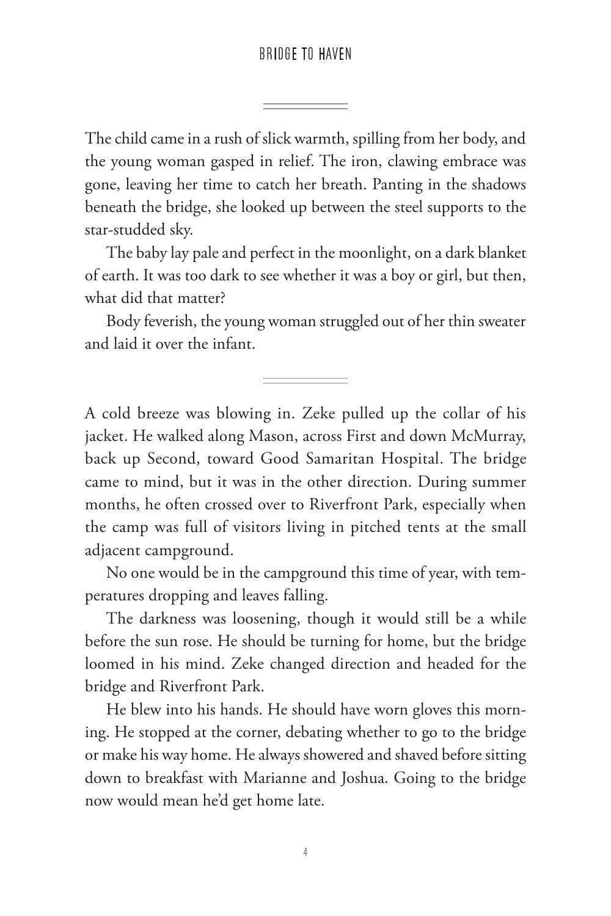The child came in a rush of slick warmth, spilling from her body, and the young woman gasped in relief. The iron, clawing embrace was gone, leaving her time to catch her breath. Panting in the shadows beneath the bridge, she looked up between the steel supports to the star-studded sky.

The baby lay pale and perfect in the moonlight, on a dark blanket of earth. It was too dark to see whether it was a boy or girl, but then, what did that matter?

Body feverish, the young woman struggled out of her thin sweater and laid it over the infant.

---

A cold breeze was blowing in. Zeke pulled up the collar of his jacket. He walked along Mason, across First and down McMurray, back up Second, toward Good Samaritan Hospital. The bridge came to mind, but it was in the other direction. During summer months, he often crossed over to Riverfront Park, especially when the camp was full of visitors living in pitched tents at the small adjacent campground.

No one would be in the campground this time of year, with temperatures dropping and leaves falling.

The darkness was loosening, though it would still be a while before the sun rose. He should be turning for home, but the bridge loomed in his mind. Zeke changed direction and headed for the bridge and Riverfront Park.

He blew into his hands. He should have worn gloves this morning. He stopped at the corner, debating whether to go to the bridge or make his way home. He always showered and shaved before sitting down to breakfast with Marianne and Joshua. Going to the bridge now would mean he'd get home late.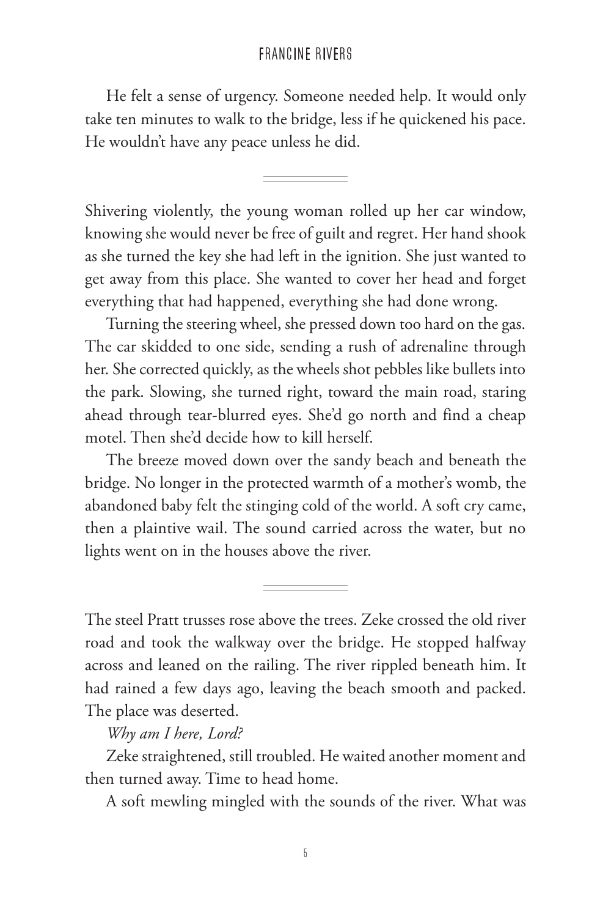He felt a sense of urgency. Someone needed help. It would only take ten minutes to walk to the bridge, less if he quickened his pace. He wouldn't have any peace unless he did.

---

Shivering violently, the young woman rolled up her car window, knowing she would never be free of guilt and regret. Her hand shook as she turned the key she had left in the ignition. She just wanted to get away from this place. She wanted to cover her head and forget everything that had happened, everything she had done wrong.

Turning the steering wheel, she pressed down too hard on the gas. The car skidded to one side, sending a rush of adrenaline through her. She corrected quickly, as the wheels shot pebbles like bullets into the park. Slowing, she turned right, toward the main road, staring ahead through tear-blurred eyes. She'd go north and find a cheap motel. Then she'd decide how to kill herself.

The breeze moved down over the sandy beach and beneath the bridge. No longer in the protected warmth of a mother's womb, the abandoned baby felt the stinging cold of the world. A soft cry came, then a plaintive wail. The sound carried across the water, but no lights went on in the houses above the river.

---

The steel Pratt trusses rose above the trees. Zeke crossed the old river road and took the walkway over the bridge. He stopped halfway across and leaned on the railing. The river rippled beneath him. It had rained a few days ago, leaving the beach smooth and packed. The place was deserted.

*Why am I here, Lord?*

Zeke straightened, still troubled. He waited another moment and then turned away. Time to head home.

A soft mewling mingled with the sounds of the river. What was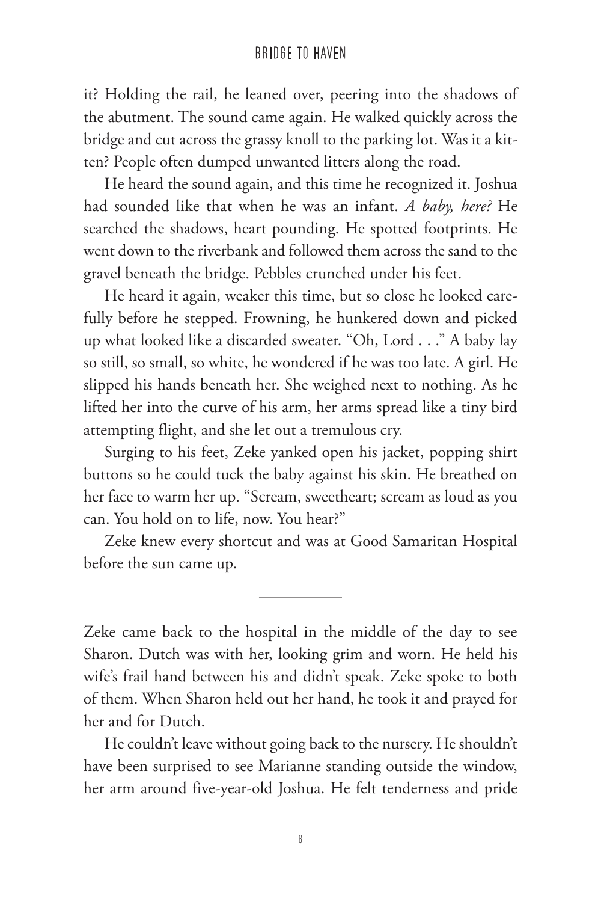it? Holding the rail, he leaned over, peering into the shadows of the abutment. The sound came again. He walked quickly across the bridge and cut across the grassy knoll to the parking lot. Was it a kitten? People often dumped unwanted litters along the road.

He heard the sound again, and this time he recognized it. Joshua had sounded like that when he was an infant. *A baby, here?* He searched the shadows, heart pounding. He spotted footprints. He went down to the riverbank and followed them across the sand to the gravel beneath the bridge. Pebbles crunched under his feet.

He heard it again, weaker this time, but so close he looked carefully before he stepped. Frowning, he hunkered down and picked up what looked like a discarded sweater. "Oh, Lord . . ." A baby lay so still, so small, so white, he wondered if he was too late. A girl. He slipped his hands beneath her. She weighed next to nothing. As he lifted her into the curve of his arm, her arms spread like a tiny bird attempting flight, and she let out a tremulous cry.

Surging to his feet, Zeke yanked open his jacket, popping shirt buttons so he could tuck the baby against his skin. He breathed on her face to warm her up. "Scream, sweetheart; scream as loud as you can. You hold on to life, now. You hear?"

Zeke knew every shortcut and was at Good Samaritan Hospital before the sun came up.

---

Zeke came back to the hospital in the middle of the day to see Sharon. Dutch was with her, looking grim and worn. He held his wife's frail hand between his and didn't speak. Zeke spoke to both of them. When Sharon held out her hand, he took it and prayed for her and for Dutch.

He couldn't leave without going back to the nursery. He shouldn't have been surprised to see Marianne standing outside the window, her arm around five-year-old Joshua. He felt tenderness and pride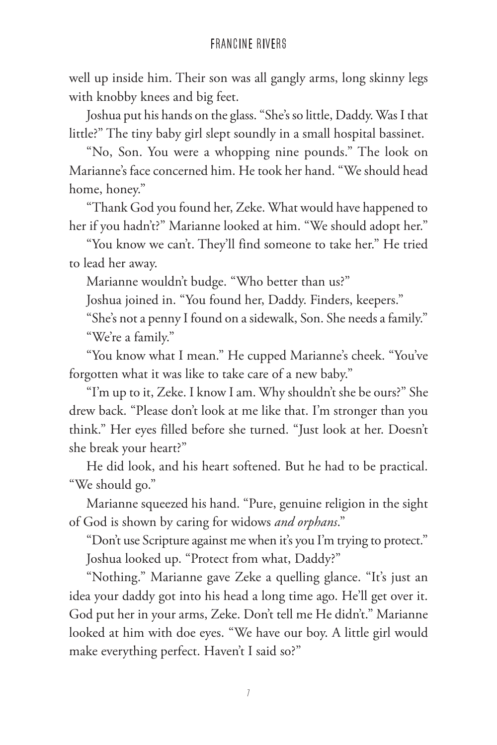well up inside him. Their son was all gangly arms, long skinny legs with knobby knees and big feet.

Joshua put his hands on the glass. "She's so little, Daddy. Was I that little?" The tiny baby girl slept soundly in a small hospital bassinet.

"No, Son. You were a whopping nine pounds." The look on Marianne's face concerned him. He took her hand. "We should head home, honey."

"Thank God you found her, Zeke. What would have happened to her if you hadn't?" Marianne looked at him. "We should adopt her."

"You know we can't. They'll find someone to take her." He tried to lead her away.

Marianne wouldn't budge. "Who better than us?"

Joshua joined in. "You found her, Daddy. Finders, keepers."

"She's not a penny I found on a sidewalk, Son. She needs a family."

"We're a family."

"You know what I mean." He cupped Marianne's cheek. "You've forgotten what it was like to take care of a new baby."

"I'm up to it, Zeke. I know I am. Why shouldn't she be ours?" She drew back. "Please don't look at me like that. I'm stronger than you think." Her eyes filled before she turned. "Just look at her. Doesn't she break your heart?"

He did look, and his heart softened. But he had to be practical. "We should go."

Marianne squeezed his hand. "Pure, genuine religion in the sight of God is shown by caring for widows *and orphans*."

"Don't use Scripture against me when it's you I'm trying to protect."

Joshua looked up. "Protect from what, Daddy?"

"Nothing." Marianne gave Zeke a quelling glance. "It's just an idea your daddy got into his head a long time ago. He'll get over it. God put her in your arms, Zeke. Don't tell me He didn't." Marianne looked at him with doe eyes. "We have our boy. A little girl would make everything perfect. Haven't I said so?"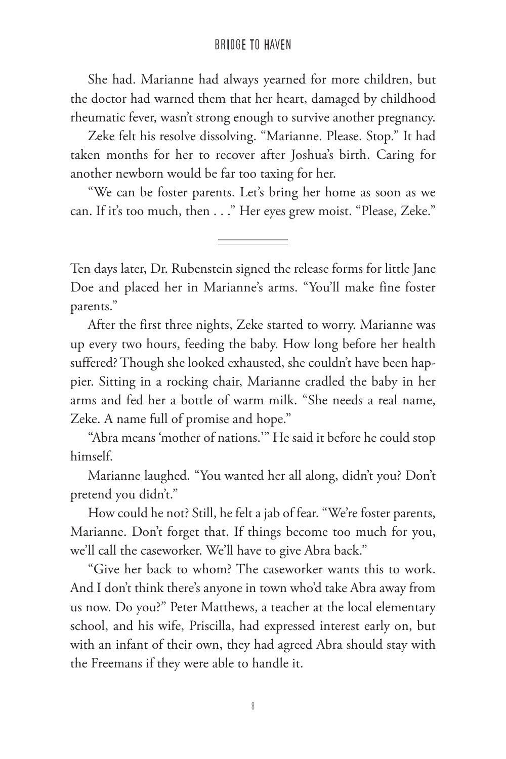She had. Marianne had always yearned for more children, but the doctor had warned them that her heart, damaged by childhood rheumatic fever, wasn't strong enough to survive another pregnancy.

Zeke felt his resolve dissolving. "Marianne. Please. Stop." It had taken months for her to recover after Joshua's birth. Caring for another newborn would be far too taxing for her.

"We can be foster parents. Let's bring her home as soon as we can. If it's too much, then . . ." Her eyes grew moist. "Please, Zeke."

---

Ten days later, Dr. Rubenstein signed the release forms for little Jane Doe and placed her in Marianne's arms. "You'll make fine foster parents."

After the first three nights, Zeke started to worry. Marianne was up every two hours, feeding the baby. How long before her health suffered? Though she looked exhausted, she couldn't have been happier. Sitting in a rocking chair, Marianne cradled the baby in her arms and fed her a bottle of warm milk. "She needs a real name, Zeke. A name full of promise and hope."

"Abra means 'mother of nations.'" He said it before he could stop himself.

Marianne laughed. "You wanted her all along, didn't you? Don't pretend you didn't."

How could he not? Still, he felt a jab of fear. "We're foster parents, Marianne. Don't forget that. If things become too much for you, we'll call the caseworker. We'll have to give Abra back."

"Give her back to whom? The caseworker wants this to work. And I don't think there's anyone in town who'd take Abra away from us now. Do you?" Peter Matthews, a teacher at the local elementary school, and his wife, Priscilla, had expressed interest early on, but with an infant of their own, they had agreed Abra should stay with the Freemans if they were able to handle it.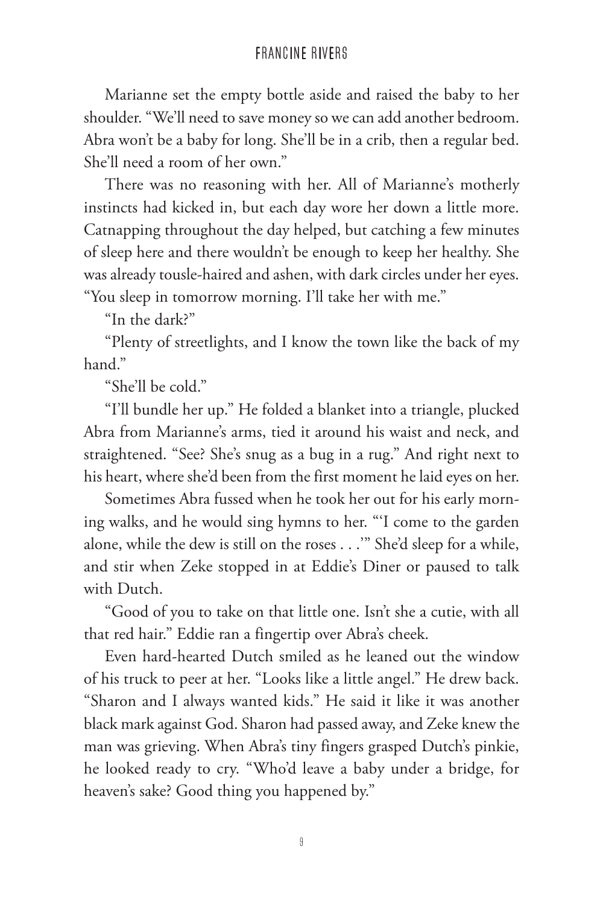Marianne set the empty bottle aside and raised the baby to her shoulder. "We'll need to save money so we can add another bedroom. Abra won't be a baby for long. She'll be in a crib, then a regular bed. She'll need a room of her own."

There was no reasoning with her. All of Marianne's motherly instincts had kicked in, but each day wore her down a little more. Catnapping throughout the day helped, but catching a few minutes of sleep here and there wouldn't be enough to keep her healthy. She was already tousle-haired and ashen, with dark circles under her eyes. "You sleep in tomorrow morning. I'll take her with me."

"In the dark?"

"Plenty of streetlights, and I know the town like the back of my hand."

"She'll be cold."

"I'll bundle her up." He folded a blanket into a triangle, plucked Abra from Marianne's arms, tied it around his waist and neck, and straightened. "See? She's snug as a bug in a rug." And right next to his heart, where she'd been from the first moment he laid eyes on her.

Sometimes Abra fussed when he took her out for his early morning walks, and he would sing hymns to her. "'I come to the garden alone, while the dew is still on the roses . . .'" She'd sleep for a while, and stir when Zeke stopped in at Eddie's Diner or paused to talk with Dutch.

"Good of you to take on that little one. Isn't she a cutie, with all that red hair." Eddie ran a fingertip over Abra's cheek.

Even hard-hearted Dutch smiled as he leaned out the window of his truck to peer at her. "Looks like a little angel." He drew back. "Sharon and I always wanted kids." He said it like it was another black mark against God. Sharon had passed away, and Zeke knew the man was grieving. When Abra's tiny fingers grasped Dutch's pinkie, he looked ready to cry. "Who'd leave a baby under a bridge, for heaven's sake? Good thing you happened by."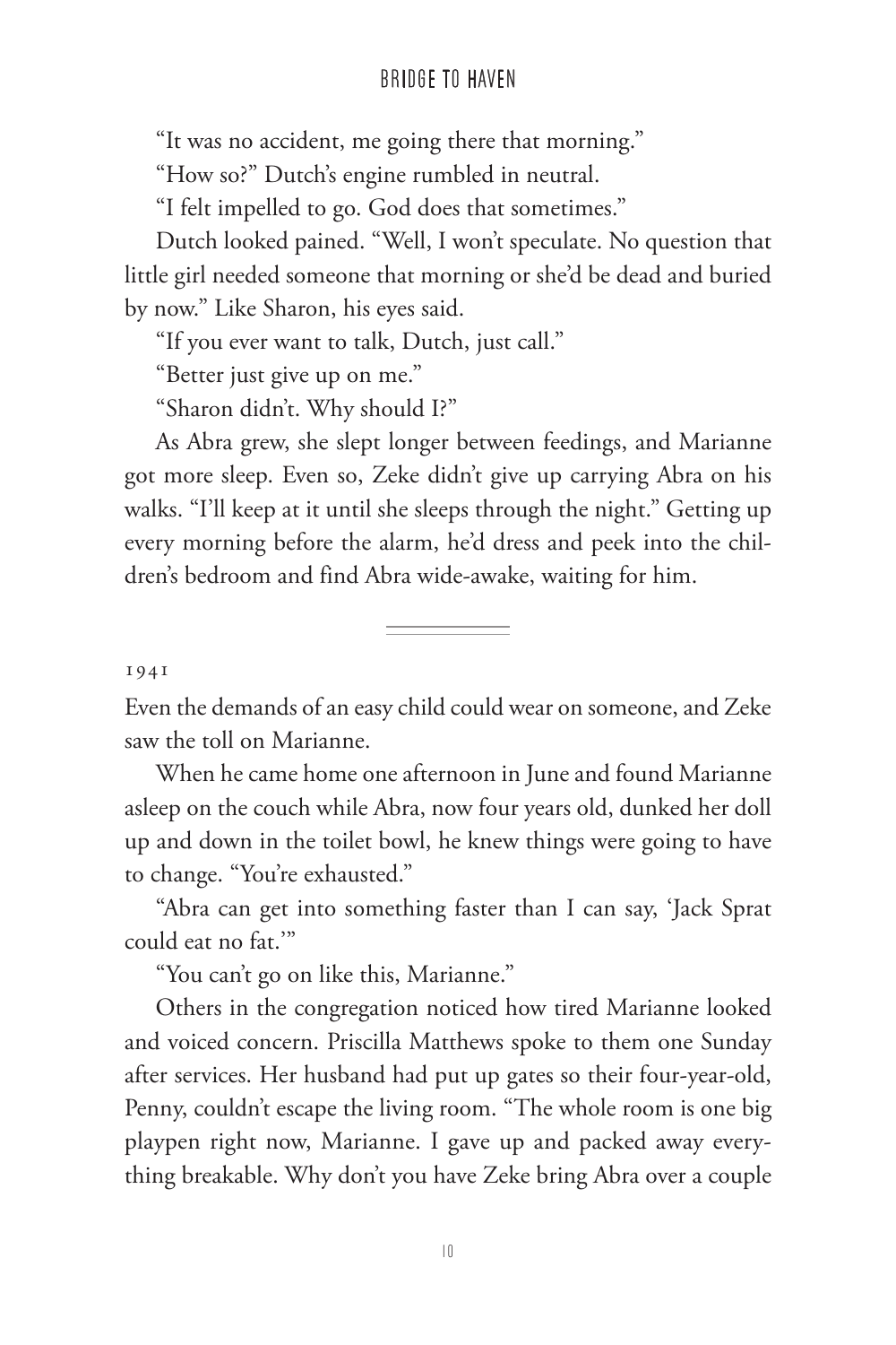"It was no accident, me going there that morning."

"How so?" Dutch's engine rumbled in neutral.

"I felt impelled to go. God does that sometimes."

Dutch looked pained. "Well, I won't speculate. No question that little girl needed someone that morning or she'd be dead and buried by now." Like Sharon, his eyes said.

"If you ever want to talk, Dutch, just call."

"Better just give up on me."

"Sharon didn't. Why should I?"

As Abra grew, she slept longer between feedings, and Marianne got more sleep. Even so, Zeke didn't give up carrying Abra on his walks. "I'll keep at it until she sleeps through the night." Getting up every morning before the alarm, he'd dress and peek into the children's bedroom and find Abra wide-awake, waiting for him.

---

1941

Even the demands of an easy child could wear on someone, and Zeke saw the toll on Marianne.

When he came home one afternoon in June and found Marianne asleep on the couch while Abra, now four years old, dunked her doll up and down in the toilet bowl, he knew things were going to have to change. "You're exhausted."

"Abra can get into something faster than I can say, 'Jack Sprat could eat no fat.'"

"You can't go on like this, Marianne."

Others in the congregation noticed how tired Marianne looked and voiced concern. Priscilla Matthews spoke to them one Sunday after services. Her husband had put up gates so their four-year-old, Penny, couldn't escape the living room. "The whole room is one big playpen right now, Marianne. I gave up and packed away everything breakable. Why don't you have Zeke bring Abra over a couple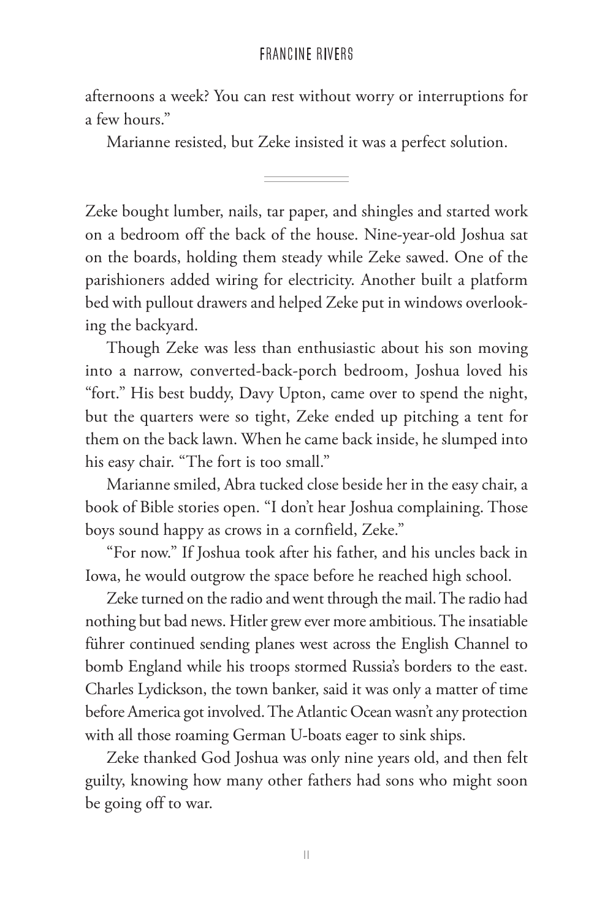afternoons a week? You can rest without worry or interruptions for a few hours."

Marianne resisted, but Zeke insisted it was a perfect solution.

---

Zeke bought lumber, nails, tar paper, and shingles and started work on a bedroom off the back of the house. Nine-year-old Joshua sat on the boards, holding them steady while Zeke sawed. One of the parishioners added wiring for electricity. Another built a platform bed with pullout drawers and helped Zeke put in windows overlooking the backyard.

Though Zeke was less than enthusiastic about his son moving into a narrow, converted-back-porch bedroom, Joshua loved his "fort." His best buddy, Davy Upton, came over to spend the night, but the quarters were so tight, Zeke ended up pitching a tent for them on the back lawn. When he came back inside, he slumped into his easy chair. "The fort is too small."

Marianne smiled, Abra tucked close beside her in the easy chair, a book of Bible stories open. "I don't hear Joshua complaining. Those boys sound happy as crows in a cornfield, Zeke."

"For now." If Joshua took after his father, and his uncles back in Iowa, he would outgrow the space before he reached high school.

Zeke turned on the radio and went through the mail. The radio had nothing but bad news. Hitler grew ever more ambitious. The insatiable führer continued sending planes west across the English Channel to bomb England while his troops stormed Russia's borders to the east. Charles Lydickson, the town banker, said it was only a matter of time before America got involved. The Atlantic Ocean wasn't any protection with all those roaming German U-boats eager to sink ships.

Zeke thanked God Joshua was only nine years old, and then felt guilty, knowing how many other fathers had sons who might soon be going off to war.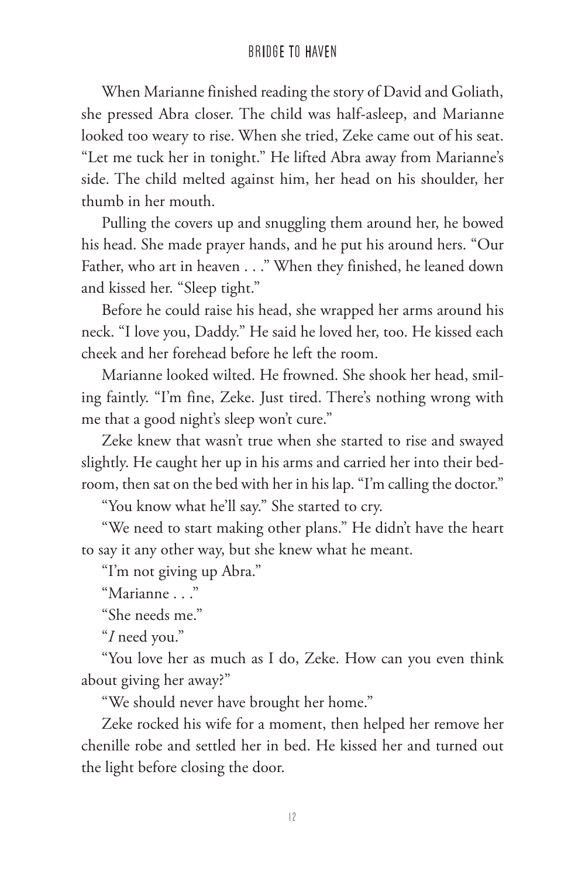When Marianne finished reading the story of David and Goliath, she pressed Abra closer. The child was half-asleep, and Marianne looked too weary to rise. When she tried, Zeke came out of his seat. "Let me tuck her in tonight." He lifted Abra away from Marianne's side. The child melted against him, her head on his shoulder, her thumb in her mouth.

Pulling the covers up and snuggling them around her, he bowed his head. She made prayer hands, and he put his around hers. "Our Father, who art in heaven . . ." When they finished, he leaned down and kissed her. "Sleep tight."

Before he could raise his head, she wrapped her arms around his neck. "I love you, Daddy." He said he loved her, too. He kissed each cheek and her forehead before he left the room.

Marianne looked wilted. He frowned. She shook her head, smiling faintly. "I'm fine, Zeke. Just tired. There's nothing wrong with me that a good night's sleep won't cure."

Zeke knew that wasn't true when she started to rise and swayed slightly. He caught her up in his arms and carried her into their bedroom, then sat on the bed with her in his lap. "I'm calling the doctor."

"You know what he'll say." She started to cry.

"We need to start making other plans." He didn't have the heart to say it any other way, but she knew what he meant.

"I'm not giving up Abra."

"Marianne . . ."

"She needs me."

"*I* need you."

"You love her as much as I do, Zeke. How can you even think about giving her away?"

"We should never have brought her home."

Zeke rocked his wife for a moment, then helped her remove her chenille robe and settled her in bed. He kissed her and turned out the light before closing the door.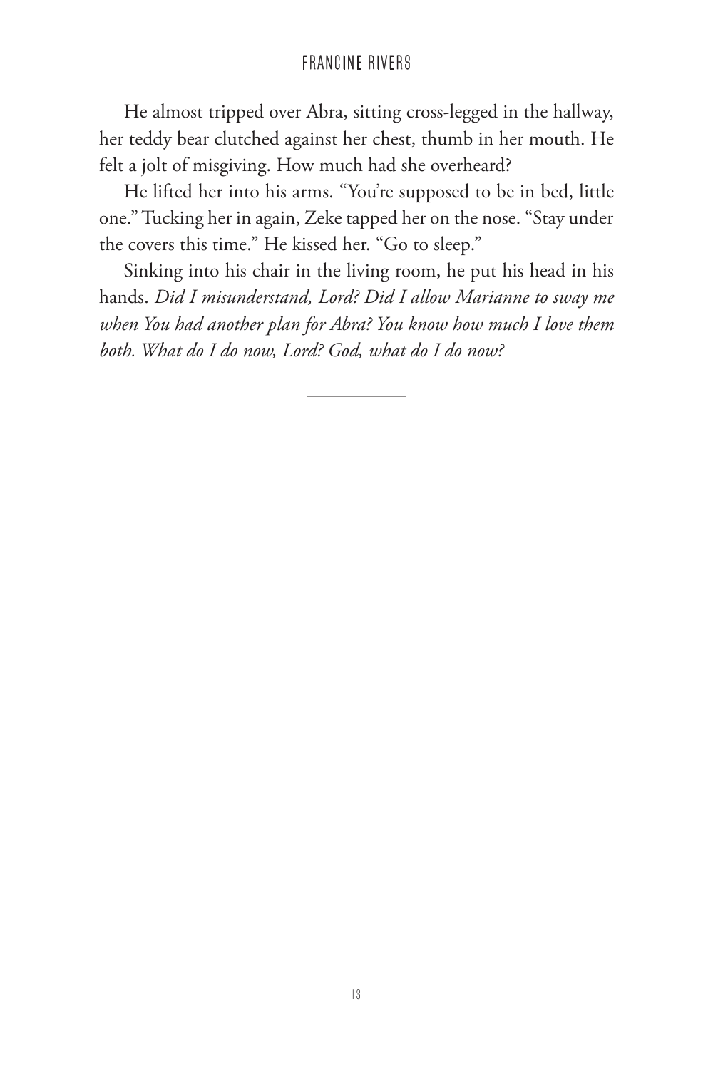He almost tripped over Abra, sitting cross-legged in the hallway, her teddy bear clutched against her chest, thumb in her mouth. He felt a jolt of misgiving. How much had she overheard?

He lifted her into his arms. "You're supposed to be in bed, little one." Tucking her in again, Zeke tapped her on the nose. "Stay under the covers this time." He kissed her. "Go to sleep."

Sinking into his chair in the living room, he put his head in his hands. *Did I misunderstand, Lord? Did I allow Marianne to sway me when You had another plan for Abra? You know how much I love them both. What do I do now, Lord? God, what do I do now?*

---